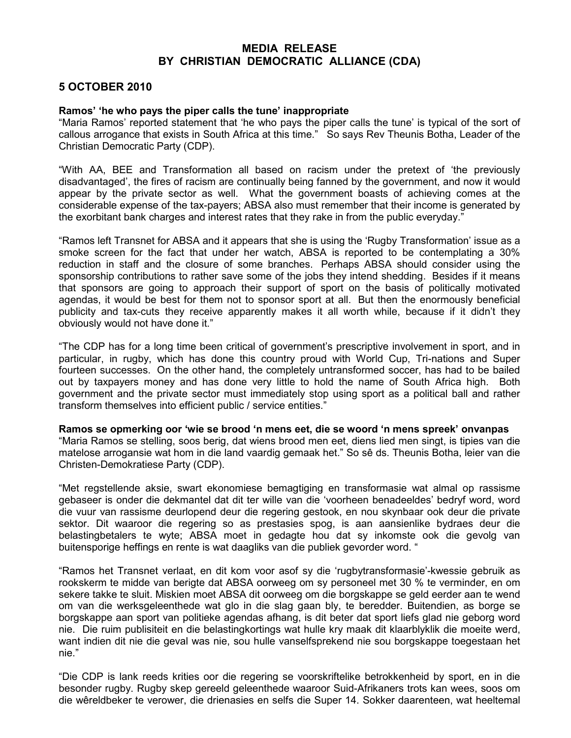# MEDIA RELEASE
# BY CHRISTIAN DEMOCRATIC ALLIANCE (CDA)

## 5 OCTOBER 2010

**Ramos' 'he who pays the piper calls the tune' inappropriate**

"Maria Ramos' reported statement that 'he who pays the piper calls the tune' is typical of the sort of callous arrogance that exists in South Africa at this time." So says Rev Theunis Botha, Leader of the Christian Democratic Party (CDP).

"With AA, BEE and Transformation all based on racism under the pretext of 'the previously disadvantaged', the fires of racism are continually being fanned by the government, and now it would appear by the private sector as well. What the government boasts of achieving comes at the considerable expense of the tax-payers; ABSA also must remember that their income is generated by the exorbitant bank charges and interest rates that they rake in from the public everyday."

"Ramos left Transnet for ABSA and it appears that she is using the 'Rugby Transformation' issue as a smoke screen for the fact that under her watch, ABSA is reported to be contemplating a 30% reduction in staff and the closure of some branches. Perhaps ABSA should consider using the sponsorship contributions to rather save some of the jobs they intend shedding. Besides if it means that sponsors are going to approach their support of sport on the basis of politically motivated agendas, it would be best for them not to sponsor sport at all. But then the enormously beneficial publicity and tax-cuts they receive apparently makes it all worth while, because if it didn't they obviously would not have done it."

"The CDP has for a long time been critical of government's prescriptive involvement in sport, and in particular, in rugby, which has done this country proud with World Cup, Tri-nations and Super fourteen successes. On the other hand, the completely untransformed soccer, has had to be bailed out by taxpayers money and has done very little to hold the name of South Africa high. Both government and the private sector must immediately stop using sport as a political ball and rather transform themselves into efficient public / service entities."

**Ramos se opmerking oor 'wie se brood 'n mens eet, die se woord 'n mens spreek' onvanpas**

"Maria Ramos se stelling, soos berig, dat wiens brood men eet, diens lied men singt, is tipies van die matelose arrogansie wat hom in die land vaardig gemaak het." So sê ds. Theunis Botha, leier van die Christen-Demokratiese Party (CDP).

"Met regstellende aksie, swart ekonomiese bemagtiging en transformasie wat almal op rassisme gebaseer is onder die dekmantel dat dit ter wille van die 'voorheen benadeeldes' bedryf word, word die vuur van rassisme deurlopend deur die regering gestook, en nou skynbaar ook deur die private sektor. Dit waaroor die regering so as prestasies spog, is aan aansienlike bydraes deur die belastingbetalers te wyte; ABSA moet in gedagte hou dat sy inkomste ook die gevolg van buitensporige heffings en rente is wat daagliks van die publiek gevorder word. "

"Ramos het Transnet verlaat, en dit kom voor asof sy die 'rugbytransformasie'-kwessie gebruik as rookskerm te midde van berigte dat ABSA oorweeg om sy personeel met 30 % te verminder, en om sekere takke te sluit. Miskien moet ABSA dit oorweeg om die borgskappe se geld eerder aan te wend om van die werksgeleenthede wat glo in die slag gaan bly, te beredder. Buitendien, as borge se borgskappe aan sport van politieke agendas afhang, is dit beter dat sport liefs glad nie geborg word nie. Die ruim publisiteit en die belastingkortings wat hulle kry maak dit klaarblyklik die moeite werd, want indien dit nie die geval was nie, sou hulle vanselfsprekend nie sou borgskappe toegestaan het nie."

"Die CDP is lank reeds krities oor die regering se voorskriftelike betrokkenheid by sport, en in die besonder rugby. Rugby skep gereeld geleenthede waaroor Suid-Afrikaners trots kan wees, soos om die wêreldbeker te verower, die drienasies en selfs die Super 14. Sokker daarenteen, wat heeltemal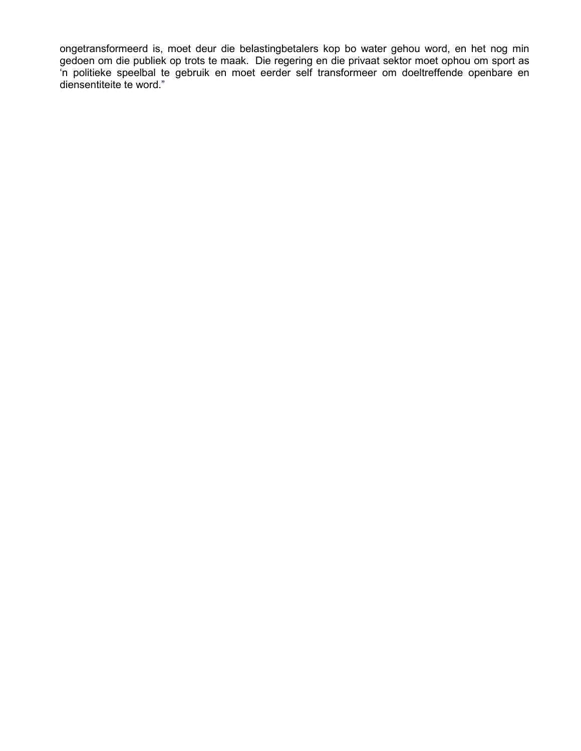ongetransformeerd is, moet deur die belastingbetalers kop bo water gehou word, en het nog min gedoen om die publiek op trots te maak. Die regering en die privaat sektor moet ophou om sport as ‘n politieke speelbal te gebruik en moet eerder self transformeer om doeltreffende openbare en diensentiteite te word."